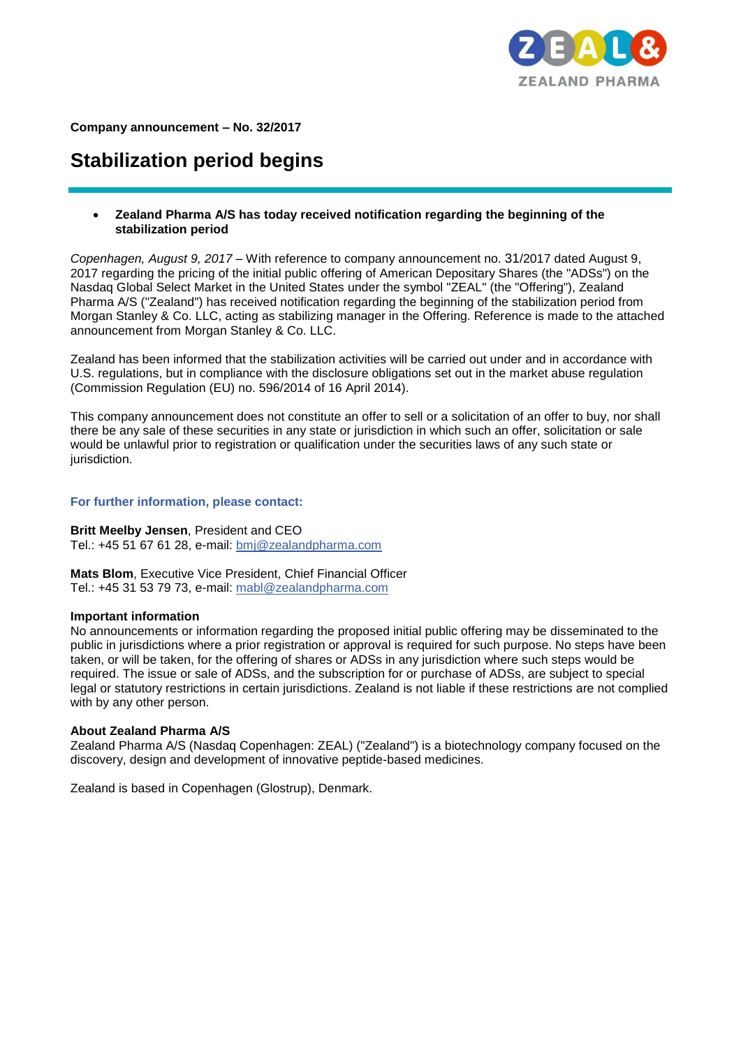**Company announcement – No. 32/2017**

# Stabilization period begins

- **Zealand Pharma A/S has today received notification regarding the beginning of the stabilization period**

*Copenhagen, August 9, 2017* – With reference to company announcement no. 31/2017 dated August 9, 2017 regarding the pricing of the initial public offering of American Depositary Shares (the "ADSs") on the Nasdaq Global Select Market in the United States under the symbol "ZEAL" (the "Offering"), Zealand Pharma A/S ("Zealand") has received notification regarding the beginning of the stabilization period from Morgan Stanley & Co. LLC, acting as stabilizing manager in the Offering. Reference is made to the attached announcement from Morgan Stanley & Co. LLC.

Zealand has been informed that the stabilization activities will be carried out under and in accordance with U.S. regulations, but in compliance with the disclosure obligations set out in the market abuse regulation (Commission Regulation (EU) no. 596/2014 of 16 April 2014).

This company announcement does not constitute an offer to sell or a solicitation of an offer to buy, nor shall there be any sale of these securities in any state or jurisdiction in which such an offer, solicitation or sale would be unlawful prior to registration or qualification under the securities laws of any such state or jurisdiction.

**For further information, please contact:**

**Britt Meelby Jensen**, President and CEO
Tel.: +45 51 67 61 28, e-mail: bmj@zealandpharma.com

**Mats Blom**, Executive Vice President, Chief Financial Officer
Tel.: +45 31 53 79 73, e-mail: mabl@zealandpharma.com

**Important information**
No announcements or information regarding the proposed initial public offering may be disseminated to the public in jurisdictions where a prior registration or approval is required for such purpose. No steps have been taken, or will be taken, for the offering of shares or ADSs in any jurisdiction where such steps would be required. The issue or sale of ADSs, and the subscription for or purchase of ADSs, are subject to special legal or statutory restrictions in certain jurisdictions. Zealand is not liable if these restrictions are not complied with by any other person.

**About Zealand Pharma A/S**
Zealand Pharma A/S (Nasdaq Copenhagen: ZEAL) ("Zealand") is a biotechnology company focused on the discovery, design and development of innovative peptide-based medicines.

Zealand is based in Copenhagen (Glostrup), Denmark.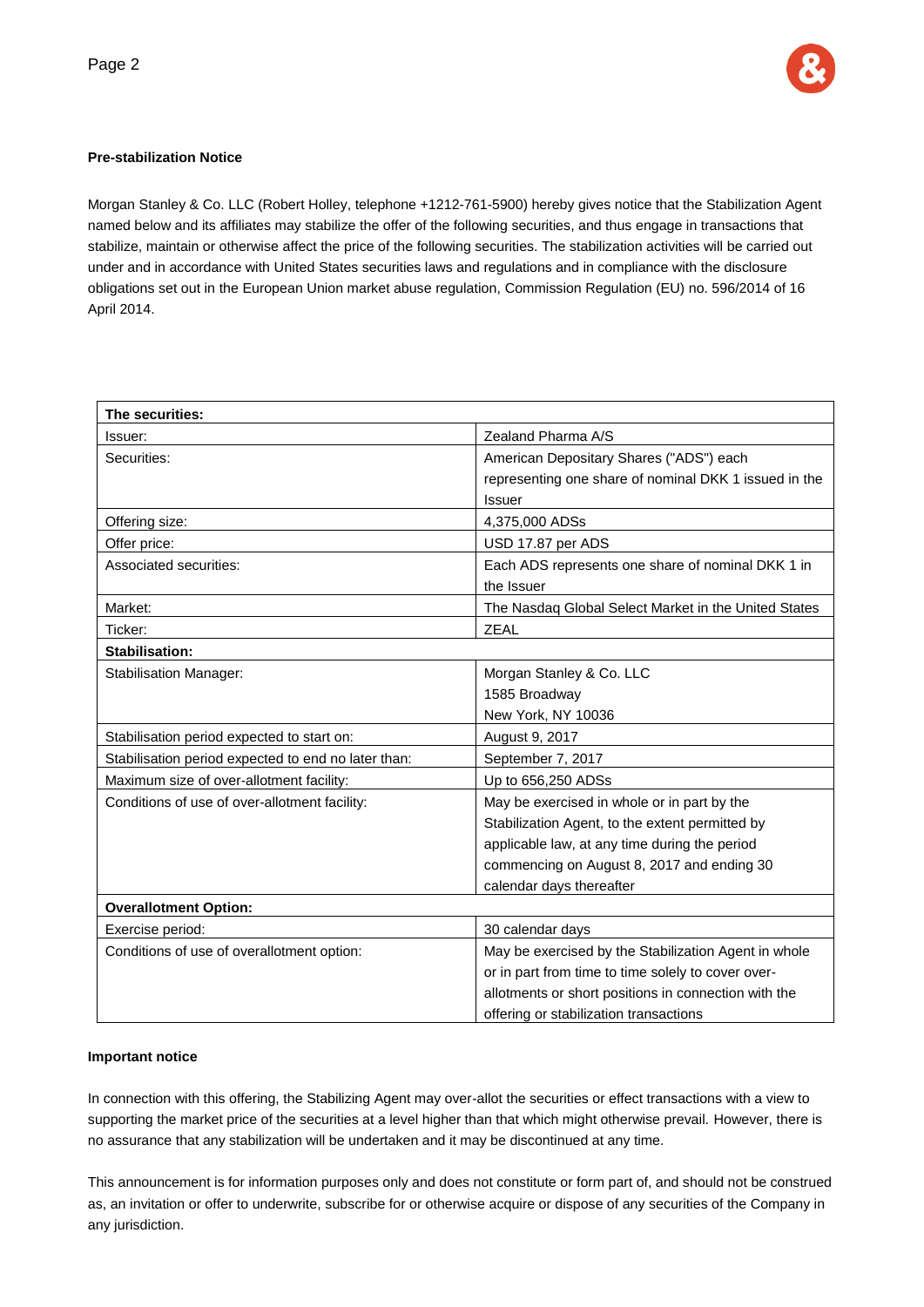**Pre-stabilization Notice**

Morgan Stanley & Co. LLC (Robert Holley, telephone +1212-761-5900) hereby gives notice that the Stabilization Agent named below and its affiliates may stabilize the offer of the following securities, and thus engage in transactions that stabilize, maintain or otherwise affect the price of the following securities. The stabilization activities will be carried out under and in accordance with United States securities laws and regulations and in compliance with the disclosure obligations set out in the European Union market abuse regulation, Commission Regulation (EU) no. 596/2014 of 16 April 2014.

| **The securities:** | |
|---|---|
| Issuer: | Zealand Pharma A/S |
| Securities: | American Depositary Shares ("ADS") each representing one share of nominal DKK 1 issued in the Issuer |
| Offering size: | 4,375,000 ADSs |
| Offer price: | USD 17.87 per ADS |
| Associated securities: | Each ADS represents one share of nominal DKK 1 in the Issuer |
| Market: | The Nasdaq Global Select Market in the United States |
| Ticker: | ZEAL |
| **Stabilisation:** | |
| Stabilisation Manager: | Morgan Stanley & Co. LLC<br>1585 Broadway<br>New York, NY 10036 |
| Stabilisation period expected to start on: | August 9, 2017 |
| Stabilisation period expected to end no later than: | September 7, 2017 |
| Maximum size of over-allotment facility: | Up to 656,250 ADSs |
| Conditions of use of over-allotment facility: | May be exercised in whole or in part by the Stabilization Agent, to the extent permitted by applicable law, at any time during the period commencing on August 8, 2017 and ending 30 calendar days thereafter |
| **Overallotment Option:** | |
| Exercise period: | 30 calendar days |
| Conditions of use of overallotment option: | May be exercised by the Stabilization Agent in whole or in part from time to time solely to cover over-allotments or short positions in connection with the offering or stabilization transactions |

**Important notice**

In connection with this offering, the Stabilizing Agent may over-allot the securities or effect transactions with a view to supporting the market price of the securities at a level higher than that which might otherwise prevail. However, there is no assurance that any stabilization will be undertaken and it may be discontinued at any time.

This announcement is for information purposes only and does not constitute or form part of, and should not be construed as, an invitation or offer to underwrite, subscribe for or otherwise acquire or dispose of any securities of the Company in any jurisdiction.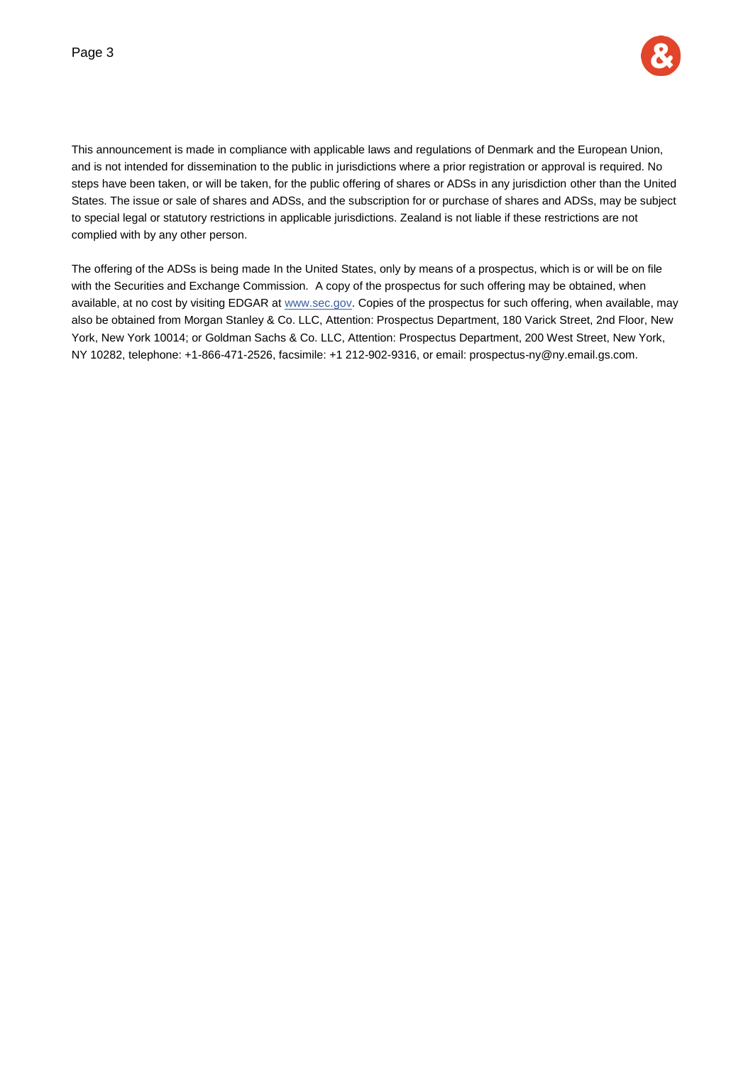This announcement is made in compliance with applicable laws and regulations of Denmark and the European Union, and is not intended for dissemination to the public in jurisdictions where a prior registration or approval is required. No steps have been taken, or will be taken, for the public offering of shares or ADSs in any jurisdiction other than the United States. The issue or sale of shares and ADSs, and the subscription for or purchase of shares and ADSs, may be subject to special legal or statutory restrictions in applicable jurisdictions. Zealand is not liable if these restrictions are not complied with by any other person.

The offering of the ADSs is being made In the United States, only by means of a prospectus, which is or will be on file with the Securities and Exchange Commission. A copy of the prospectus for such offering may be obtained, when available, at no cost by visiting EDGAR at www.sec.gov. Copies of the prospectus for such offering, when available, may also be obtained from Morgan Stanley & Co. LLC, Attention: Prospectus Department, 180 Varick Street, 2nd Floor, New York, New York 10014; or Goldman Sachs & Co. LLC, Attention: Prospectus Department, 200 West Street, New York, NY 10282, telephone: +1-866-471-2526, facsimile: +1 212-902-9316, or email: prospectus-ny@ny.email.gs.com.